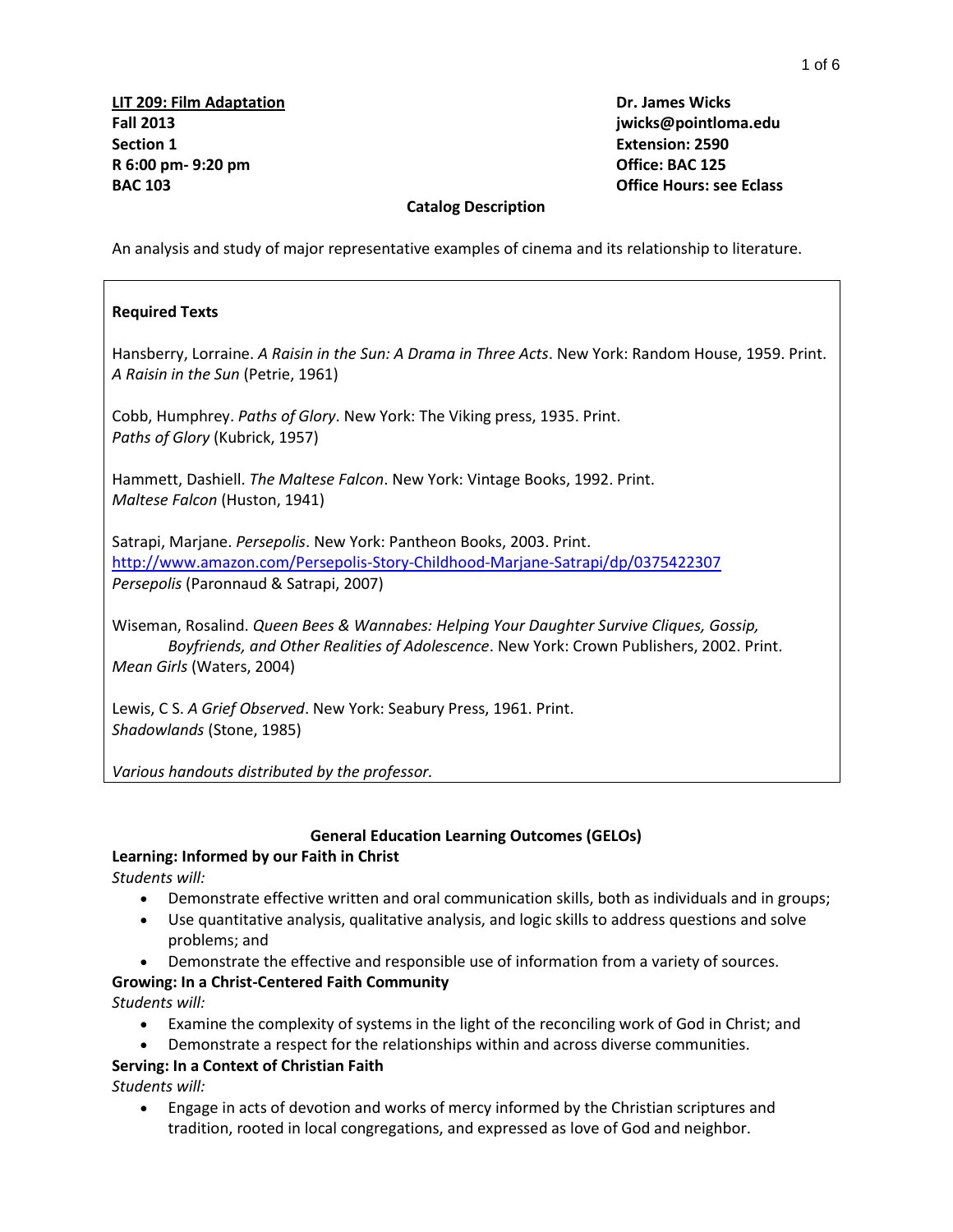**LIT 209: Film Adaptation**
**Fall 2013**
**Section 1**
**R 6:00 pm- 9:20 pm**
**BAC 103**

**Dr. James Wicks**
**jwicks@pointloma.edu**
**Extension: 2590**
**Office: BAC 125**
**Office Hours: see Eclass**

## Catalog Description

An analysis and study of major representative examples of cinema and its relationship to literature.

### Required Texts

Hansberry, Lorraine. *A Raisin in the Sun: A Drama in Three Acts*. New York: Random House, 1959. Print.
*A Raisin in the Sun* (Petrie, 1961)

Cobb, Humphrey. *Paths of Glory*. New York: The Viking press, 1935. Print.
*Paths of Glory* (Kubrick, 1957)

Hammett, Dashiell. *The Maltese Falcon*. New York: Vintage Books, 1992. Print.
*Maltese Falcon* (Huston, 1941)

Satrapi, Marjane. *Persepolis*. New York: Pantheon Books, 2003. Print.
http://www.amazon.com/Persepolis-Story-Childhood-Marjane-Satrapi/dp/0375422307
*Persepolis* (Paronnaud & Satrapi, 2007)

Wiseman, Rosalind. *Queen Bees & Wannabes: Helping Your Daughter Survive Cliques, Gossip, Boyfriends, and Other Realities of Adolescence*. New York: Crown Publishers, 2002. Print.
*Mean Girls* (Waters, 2004)

Lewis, C S. *A Grief Observed*. New York: Seabury Press, 1961. Print.
*Shadowlands* (Stone, 1985)

*Various handouts distributed by the professor.*

## General Education Learning Outcomes (GELOs)

**Learning: Informed by our Faith in Christ**

*Students will:*

- Demonstrate effective written and oral communication skills, both as individuals and in groups;
- Use quantitative analysis, qualitative analysis, and logic skills to address questions and solve problems; and
- Demonstrate the effective and responsible use of information from a variety of sources.

**Growing: In a Christ-Centered Faith Community**

*Students will:*

- Examine the complexity of systems in the light of the reconciling work of God in Christ; and
- Demonstrate a respect for the relationships within and across diverse communities.

**Serving: In a Context of Christian Faith**

*Students will:*

- Engage in acts of devotion and works of mercy informed by the Christian scriptures and tradition, rooted in local congregations, and expressed as love of God and neighbor.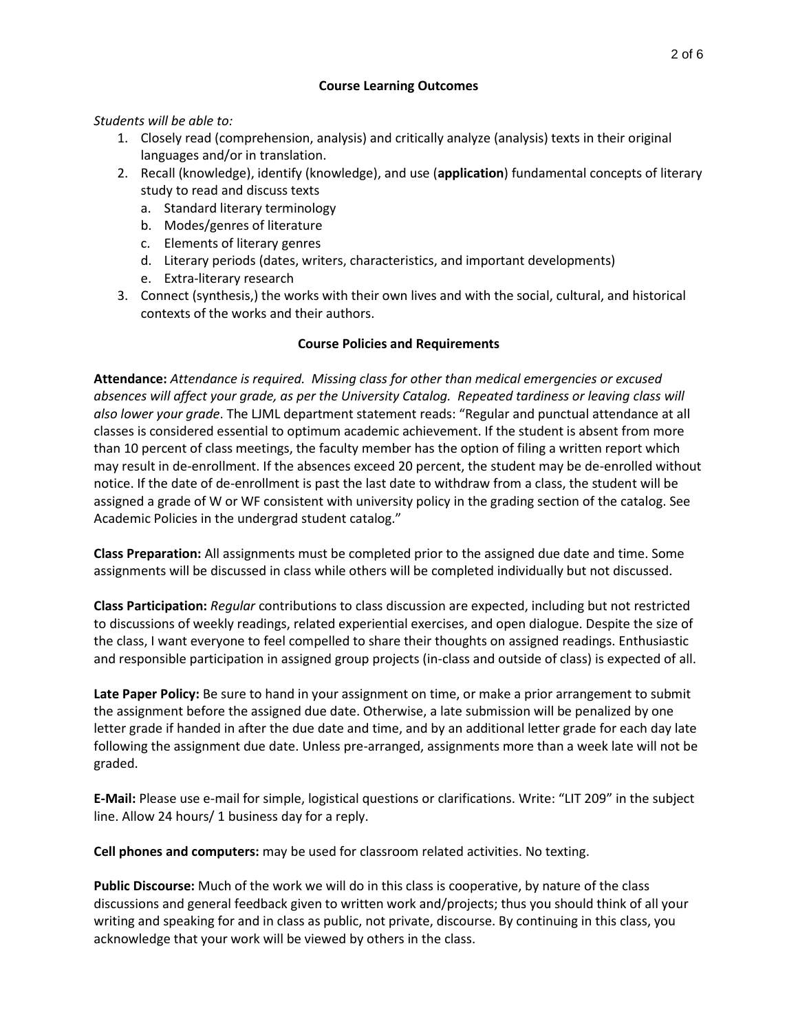## Course Learning Outcomes

*Students will be able to:*

1. Closely read (comprehension, analysis) and critically analyze (analysis) texts in their original languages and/or in translation.
2. Recall (knowledge), identify (knowledge), and use (**application**) fundamental concepts of literary study to read and discuss texts
   a. Standard literary terminology
   b. Modes/genres of literature
   c. Elements of literary genres
   d. Literary periods (dates, writers, characteristics, and important developments)
   e. Extra-literary research
3. Connect (synthesis,) the works with their own lives and with the social, cultural, and historical contexts of the works and their authors.

## Course Policies and Requirements

**Attendance:** *Attendance is required. Missing class for other than medical emergencies or excused absences will affect your grade, as per the University Catalog. Repeated tardiness or leaving class will also lower your grade*. The LJML department statement reads: "Regular and punctual attendance at all classes is considered essential to optimum academic achievement. If the student is absent from more than 10 percent of class meetings, the faculty member has the option of filing a written report which may result in de-enrollment. If the absences exceed 20 percent, the student may be de-enrolled without notice. If the date of de-enrollment is past the last date to withdraw from a class, the student will be assigned a grade of W or WF consistent with university policy in the grading section of the catalog. See Academic Policies in the undergrad student catalog."

**Class Preparation:** All assignments must be completed prior to the assigned due date and time. Some assignments will be discussed in class while others will be completed individually but not discussed.

**Class Participation:** *Regular* contributions to class discussion are expected, including but not restricted to discussions of weekly readings, related experiential exercises, and open dialogue. Despite the size of the class, I want everyone to feel compelled to share their thoughts on assigned readings. Enthusiastic and responsible participation in assigned group projects (in-class and outside of class) is expected of all.

**Late Paper Policy:** Be sure to hand in your assignment on time, or make a prior arrangement to submit the assignment before the assigned due date. Otherwise, a late submission will be penalized by one letter grade if handed in after the due date and time, and by an additional letter grade for each day late following the assignment due date. Unless pre-arranged, assignments more than a week late will not be graded.

**E-Mail:** Please use e-mail for simple, logistical questions or clarifications. Write: "LIT 209" in the subject line. Allow 24 hours/ 1 business day for a reply.

**Cell phones and computers:** may be used for classroom related activities. No texting.

**Public Discourse:** Much of the work we will do in this class is cooperative, by nature of the class discussions and general feedback given to written work and/projects; thus you should think of all your writing and speaking for and in class as public, not private, discourse. By continuing in this class, you acknowledge that your work will be viewed by others in the class.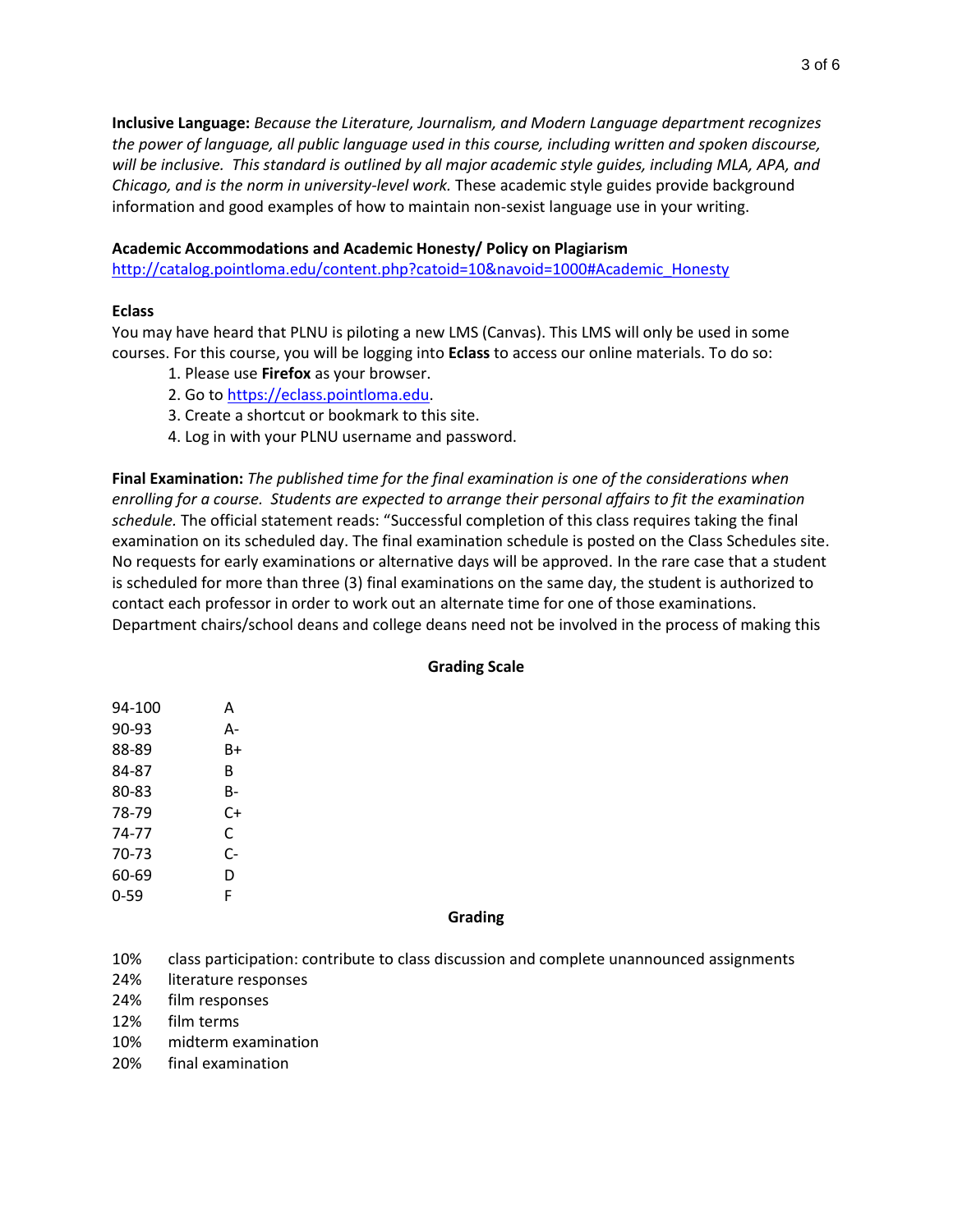**Inclusive Language:** *Because the Literature, Journalism, and Modern Language department recognizes the power of language, all public language used in this course, including written and spoken discourse, will be inclusive. This standard is outlined by all major academic style guides, including MLA, APA, and Chicago, and is the norm in university-level work.* These academic style guides provide background information and good examples of how to maintain non-sexist language use in your writing.

**Academic Accommodations and Academic Honesty/ Policy on Plagiarism**
http://catalog.pointloma.edu/content.php?catoid=10&navoid=1000#Academic_Honesty

**Eclass**
You may have heard that PLNU is piloting a new LMS (Canvas). This LMS will only be used in some courses. For this course, you will be logging into **Eclass** to access our online materials. To do so:

1. Please use **Firefox** as your browser.
2. Go to https://eclass.pointloma.edu.
3. Create a shortcut or bookmark to this site.
4. Log in with your PLNU username and password.

**Final Examination:** *The published time for the final examination is one of the considerations when enrolling for a course. Students are expected to arrange their personal affairs to fit the examination schedule.* The official statement reads: "Successful completion of this class requires taking the final examination on its scheduled day. The final examination schedule is posted on the Class Schedules site. No requests for early examinations or alternative days will be approved. In the rare case that a student is scheduled for more than three (3) final examinations on the same day, the student is authorized to contact each professor in order to work out an alternate time for one of those examinations. Department chairs/school deans and college deans need not be involved in the process of making this

## Grading Scale

| | |
|---|---|
| 94-100 | A |
| 90-93 | A- |
| 88-89 | B+ |
| 84-87 | B |
| 80-83 | B- |
| 78-79 | C+ |
| 74-77 | C |
| 70-73 | C- |
| 60-69 | D |
| 0-59 | F |

## Grading

| | |
|---|---|
| 10% | class participation: contribute to class discussion and complete unannounced assignments |
| 24% | literature responses |
| 24% | film responses |
| 12% | film terms |
| 10% | midterm examination |
| 20% | final examination |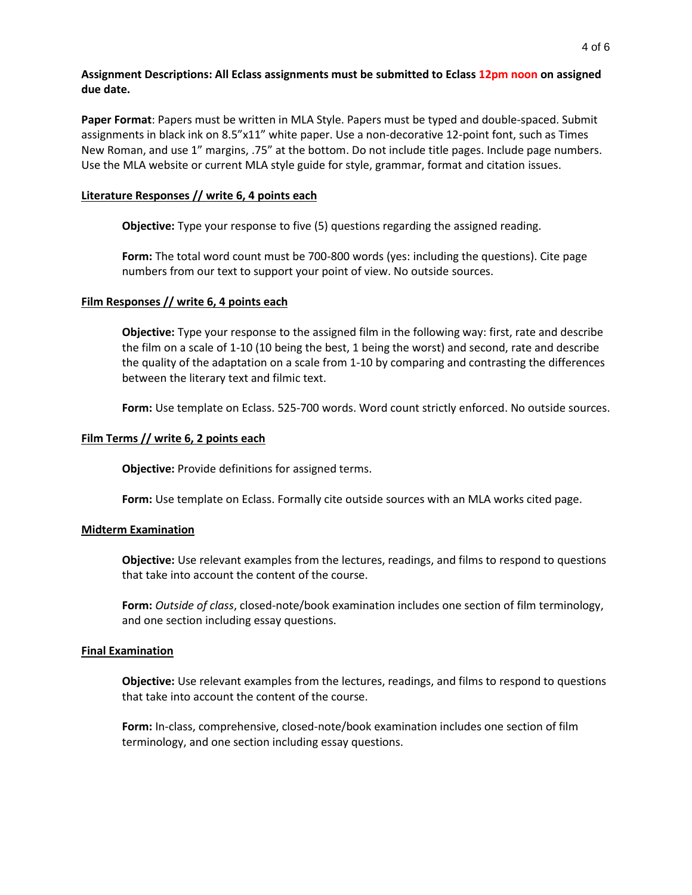**Assignment Descriptions: All Eclass assignments must be submitted to Eclass 12pm noon on assigned due date.**

**Paper Format**: Papers must be written in MLA Style. Papers must be typed and double-spaced. Submit assignments in black ink on 8.5"x11" white paper. Use a non-decorative 12-point font, such as Times New Roman, and use 1" margins, .75" at the bottom. Do not include title pages. Include page numbers. Use the MLA website or current MLA style guide for style, grammar, format and citation issues.

**Literature Responses // write 6, 4 points each**

> **Objective:** Type your response to five (5) questions regarding the assigned reading.
>
> **Form:** The total word count must be 700-800 words (yes: including the questions). Cite page numbers from our text to support your point of view. No outside sources.

**Film Responses // write 6, 4 points each**

> **Objective:** Type your response to the assigned film in the following way: first, rate and describe the film on a scale of 1-10 (10 being the best, 1 being the worst) and second, rate and describe the quality of the adaptation on a scale from 1-10 by comparing and contrasting the differences between the literary text and filmic text.
>
> **Form:** Use template on Eclass. 525-700 words. Word count strictly enforced. No outside sources.

**Film Terms // write 6, 2 points each**

> **Objective:** Provide definitions for assigned terms.
>
> **Form:** Use template on Eclass. Formally cite outside sources with an MLA works cited page.

**Midterm Examination**

> **Objective:** Use relevant examples from the lectures, readings, and films to respond to questions that take into account the content of the course.
>
> **Form:** *Outside of class*, closed-note/book examination includes one section of film terminology, and one section including essay questions.

**Final Examination**

> **Objective:** Use relevant examples from the lectures, readings, and films to respond to questions that take into account the content of the course.
>
> **Form:** In-class, comprehensive, closed-note/book examination includes one section of film terminology, and one section including essay questions.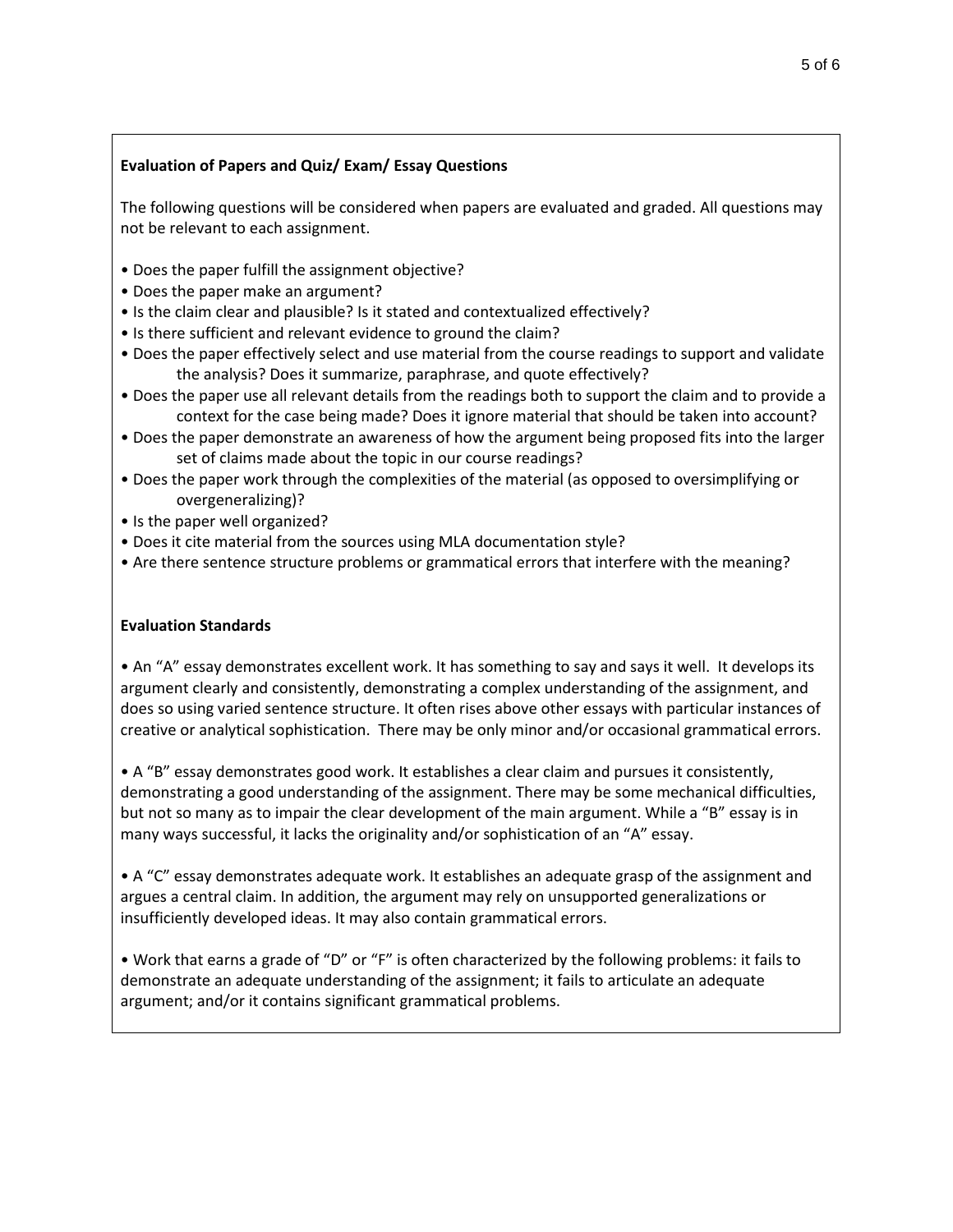**Evaluation of Papers and Quiz/ Exam/ Essay Questions**

The following questions will be considered when papers are evaluated and graded. All questions may not be relevant to each assignment.

- Does the paper fulfill the assignment objective?
- Does the paper make an argument?
- Is the claim clear and plausible? Is it stated and contextualized effectively?
- Is there sufficient and relevant evidence to ground the claim?
- Does the paper effectively select and use material from the course readings to support and validate the analysis? Does it summarize, paraphrase, and quote effectively?
- Does the paper use all relevant details from the readings both to support the claim and to provide a context for the case being made? Does it ignore material that should be taken into account?
- Does the paper demonstrate an awareness of how the argument being proposed fits into the larger set of claims made about the topic in our course readings?
- Does the paper work through the complexities of the material (as opposed to oversimplifying or overgeneralizing)?
- Is the paper well organized?
- Does it cite material from the sources using MLA documentation style?
- Are there sentence structure problems or grammatical errors that interfere with the meaning?

**Evaluation Standards**

- An "A" essay demonstrates excellent work. It has something to say and says it well. It develops its argument clearly and consistently, demonstrating a complex understanding of the assignment, and does so using varied sentence structure. It often rises above other essays with particular instances of creative or analytical sophistication. There may be only minor and/or occasional grammatical errors.

- A "B" essay demonstrates good work. It establishes a clear claim and pursues it consistently, demonstrating a good understanding of the assignment. There may be some mechanical difficulties, but not so many as to impair the clear development of the main argument. While a "B" essay is in many ways successful, it lacks the originality and/or sophistication of an "A" essay.

- A "C" essay demonstrates adequate work. It establishes an adequate grasp of the assignment and argues a central claim. In addition, the argument may rely on unsupported generalizations or insufficiently developed ideas. It may also contain grammatical errors.

- Work that earns a grade of "D" or "F" is often characterized by the following problems: it fails to demonstrate an adequate understanding of the assignment; it fails to articulate an adequate argument; and/or it contains significant grammatical problems.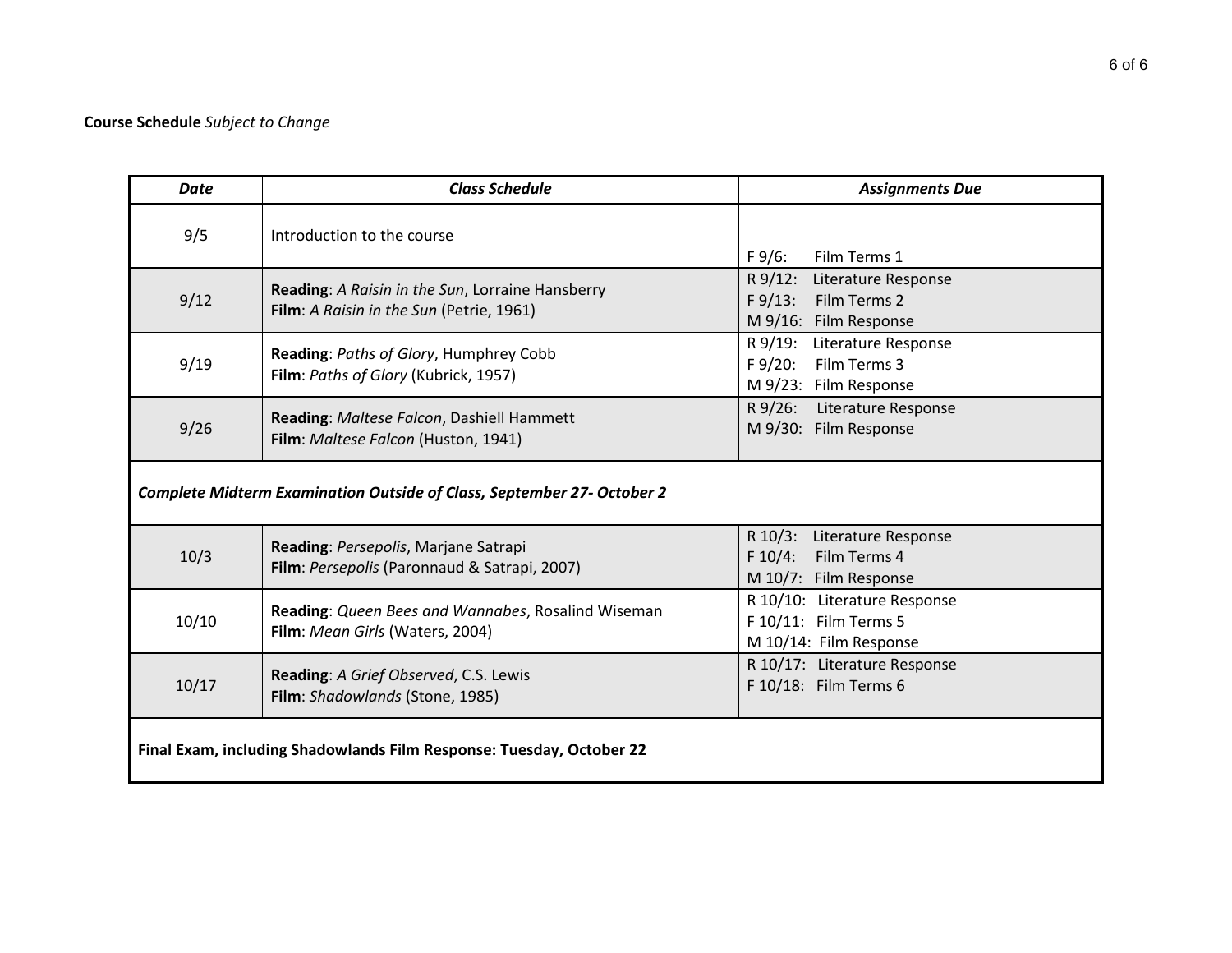**Course Schedule** *Subject to Change*

| ***Date*** | ***Class Schedule*** | ***Assignments Due*** |
|---|---|---|
| 9/5 | Introduction to the course | F 9/6: Film Terms 1 |
| 9/12 | **Reading**: *A Raisin in the Sun*, Lorraine Hansberry<br>**Film**: *A Raisin in the Sun* (Petrie, 1961) | R 9/12: Literature Response<br>F 9/13: Film Terms 2<br>M 9/16: Film Response |
| 9/19 | **Reading**: *Paths of Glory*, Humphrey Cobb<br>**Film**: *Paths of Glory* (Kubrick, 1957) | R 9/19: Literature Response<br>F 9/20: Film Terms 3<br>M 9/23: Film Response |
| 9/26 | **Reading**: *Maltese Falcon*, Dashiell Hammett<br>**Film**: *Maltese Falcon* (Huston, 1941) | R 9/26: Literature Response<br>M 9/30: Film Response |
| ***Complete Midterm Examination Outside of Class, September 27- October 2*** | | |
| 10/3 | **Reading**: *Persepolis*, Marjane Satrapi<br>**Film**: *Persepolis* (Paronnaud & Satrapi, 2007) | R 10/3: Literature Response<br>F 10/4: Film Terms 4<br>M 10/7: Film Response |
| 10/10 | **Reading**: *Queen Bees and Wannabes*, Rosalind Wiseman<br>**Film**: *Mean Girls* (Waters, 2004) | R 10/10: Literature Response<br>F 10/11: Film Terms 5<br>M 10/14: Film Response |
| 10/17 | **Reading**: *A Grief Observed*, C.S. Lewis<br>**Film**: *Shadowlands* (Stone, 1985) | R 10/17: Literature Response<br>F 10/18: Film Terms 6 |
| **Final Exam, including Shadowlands Film Response: Tuesday, October 22** | | |